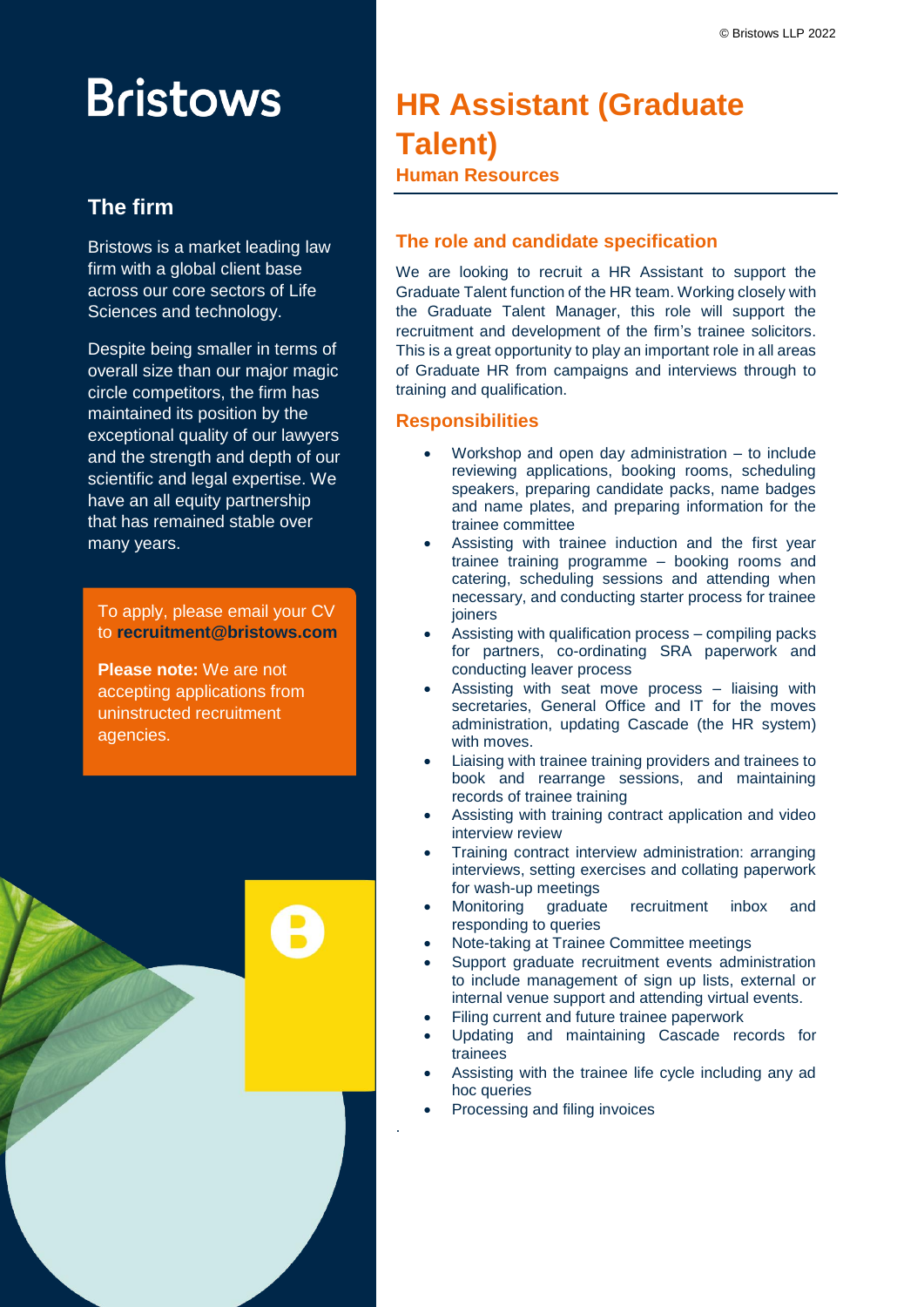# Bristows

## The firm

Bristows is a market leading law firm with a global client base across our core sectors of Life Sciences and technology.

Despite being smaller in terms of overall size than our major magic circle competitors, the firm has maintained its position by the exceptional quality of our lawyers and the strength and depth of our scientific and legal expertise. We have an all equity partnership that has remained stable over many years.

To apply, please email your CV to **recruitment@bristows.com**

**Please note:** We are not accepting applications from uninstructed recruitment agencies.

# HR Assistant (Graduate Talent)

**Human Resources**

## The role and candidate specification

We are looking to recruit a HR Assistant to support the Graduate Talent function of the HR team. Working closely with the Graduate Talent Manager, this role will support the recruitment and development of the firm's trainee solicitors. This is a great opportunity to play an important role in all areas of Graduate HR from campaigns and interviews through to training and qualification.

## Responsibilities

- Workshop and open day administration – to include reviewing applications, booking rooms, scheduling speakers, preparing candidate packs, name badges and name plates, and preparing information for the trainee committee
- Assisting with trainee induction and the first year trainee training programme – booking rooms and catering, scheduling sessions and attending when necessary, and conducting starter process for trainee joiners
- Assisting with qualification process – compiling packs for partners, co-ordinating SRA paperwork and conducting leaver process
- Assisting with seat move process – liaising with secretaries, General Office and IT for the moves administration, updating Cascade (the HR system) with moves.
- Liaising with trainee training providers and trainees to book and rearrange sessions, and maintaining records of trainee training
- Assisting with training contract application and video interview review
- Training contract interview administration: arranging interviews, setting exercises and collating paperwork for wash-up meetings
- Monitoring graduate recruitment inbox and responding to queries
- Note-taking at Trainee Committee meetings
- Support graduate recruitment events administration to include management of sign up lists, external or internal venue support and attending virtual events.
- Filing current and future trainee paperwork
- Updating and maintaining Cascade records for trainees
- Assisting with the trainee life cycle including any ad hoc queries
- Processing and filing invoices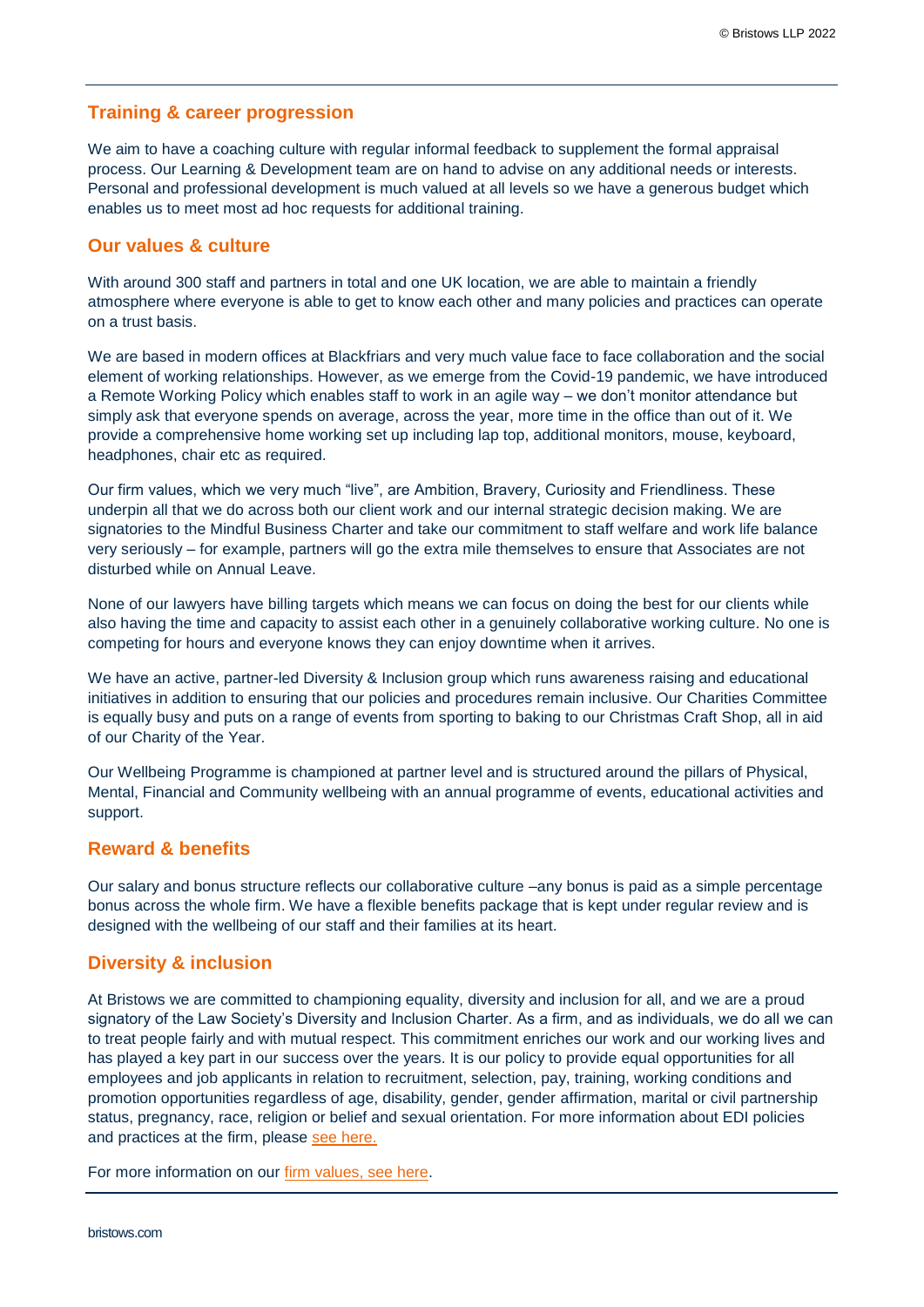## Training & career progression

We aim to have a coaching culture with regular informal feedback to supplement the formal appraisal process. Our Learning & Development team are on hand to advise on any additional needs or interests. Personal and professional development is much valued at all levels so we have a generous budget which enables us to meet most ad hoc requests for additional training.

## Our values & culture

With around 300 staff and partners in total and one UK location, we are able to maintain a friendly atmosphere where everyone is able to get to know each other and many policies and practices can operate on a trust basis.

We are based in modern offices at Blackfriars and very much value face to face collaboration and the social element of working relationships. However, as we emerge from the Covid-19 pandemic, we have introduced a Remote Working Policy which enables staff to work in an agile way – we don't monitor attendance but simply ask that everyone spends on average, across the year, more time in the office than out of it. We provide a comprehensive home working set up including lap top, additional monitors, mouse, keyboard, headphones, chair etc as required.

Our firm values, which we very much "live", are Ambition, Bravery, Curiosity and Friendliness. These underpin all that we do across both our client work and our internal strategic decision making. We are signatories to the Mindful Business Charter and take our commitment to staff welfare and work life balance very seriously – for example, partners will go the extra mile themselves to ensure that Associates are not disturbed while on Annual Leave.

None of our lawyers have billing targets which means we can focus on doing the best for our clients while also having the time and capacity to assist each other in a genuinely collaborative working culture. No one is competing for hours and everyone knows they can enjoy downtime when it arrives.

We have an active, partner-led Diversity & Inclusion group which runs awareness raising and educational initiatives in addition to ensuring that our policies and procedures remain inclusive. Our Charities Committee is equally busy and puts on a range of events from sporting to baking to our Christmas Craft Shop, all in aid of our Charity of the Year.

Our Wellbeing Programme is championed at partner level and is structured around the pillars of Physical, Mental, Financial and Community wellbeing with an annual programme of events, educational activities and support.

## Reward & benefits

Our salary and bonus structure reflects our collaborative culture –any bonus is paid as a simple percentage bonus across the whole firm. We have a flexible benefits package that is kept under regular review and is designed with the wellbeing of our staff and their families at its heart.

## Diversity & inclusion

At Bristows we are committed to championing equality, diversity and inclusion for all, and we are a proud signatory of the Law Society's Diversity and Inclusion Charter. As a firm, and as individuals, we do all we can to treat people fairly and with mutual respect. This commitment enriches our work and our working lives and has played a key part in our success over the years. It is our policy to provide equal opportunities for all employees and job applicants in relation to recruitment, selection, pay, training, working conditions and promotion opportunities regardless of age, disability, gender, gender affirmation, marital or civil partnership status, pregnancy, race, religion or belief and sexual orientation. For more information about EDI policies and practices at the firm, please see here.

For more information on our firm values, see here.